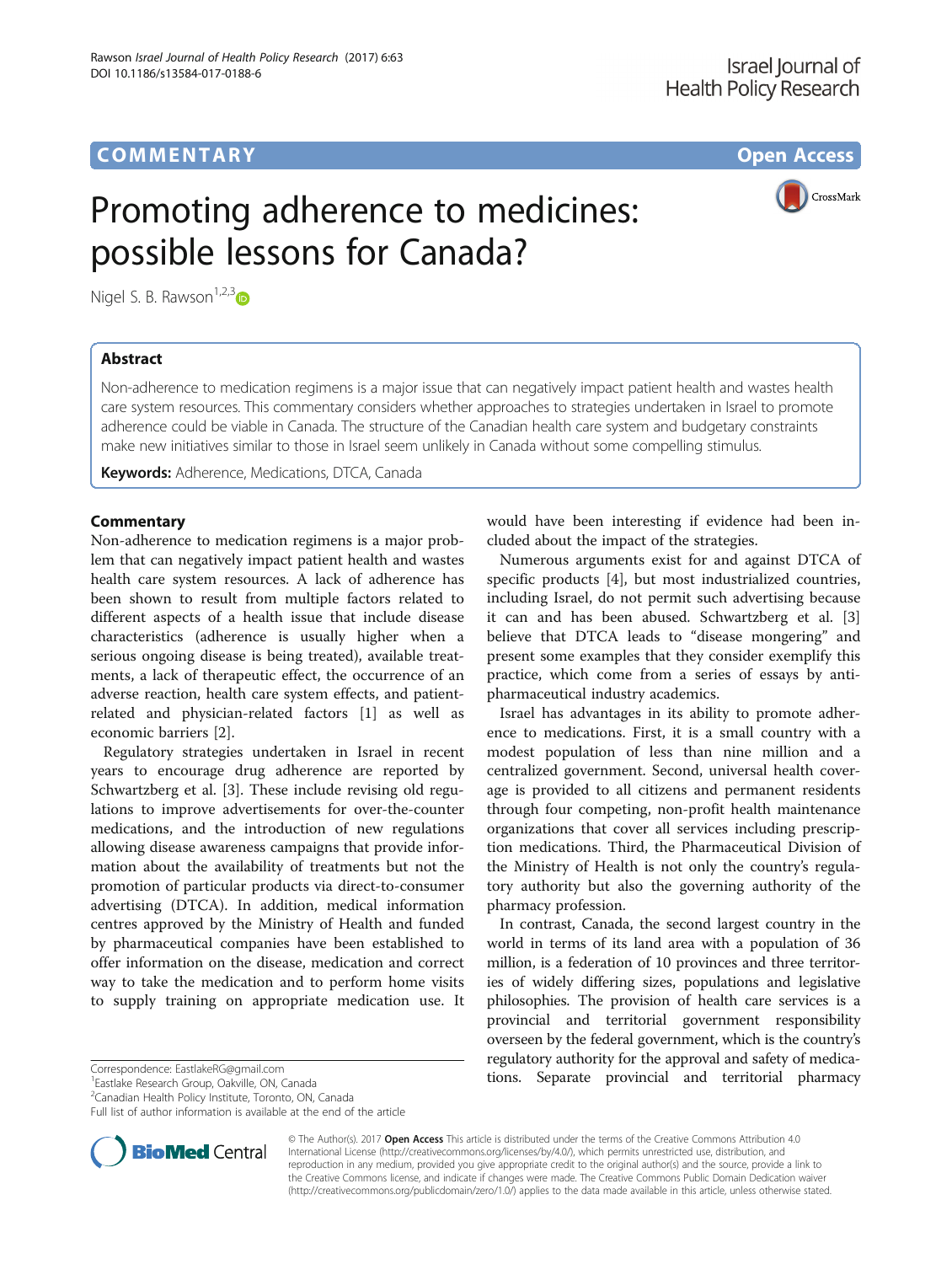# Promoting adherence to medicines: possible lessons for Canada?

Nigel S. B. Rawson[1,2,3]

## Abstract

Non-adherence to medication regimens is a major issue that can negatively impact patient health and wastes health care system resources. This commentary considers whether approaches to strategies undertaken in Israel to promote adherence could be viable in Canada. The structure of the Canadian health care system and budgetary constraints make new initiatives similar to those in Israel seem unlikely in Canada without some compelling stimulus.

**Keywords:** Adherence, Medications, DTCA, Canada

## Commentary

Non-adherence to medication regimens is a major problem that can negatively impact patient health and wastes health care system resources. A lack of adherence has been shown to result from multiple factors related to different aspects of a health issue that include disease characteristics (adherence is usually higher when a serious ongoing disease is being treated), available treatments, a lack of therapeutic effect, the occurrence of an adverse reaction, health care system effects, and patient-related and physician-related factors [1] as well as economic barriers [2].

Regulatory strategies undertaken in Israel in recent years to encourage drug adherence are reported by Schwartzberg et al. [3]. These include revising old regulations to improve advertisements for over-the-counter medications, and the introduction of new regulations allowing disease awareness campaigns that provide information about the availability of treatments but not the promotion of particular products via direct-to-consumer advertising (DTCA). In addition, medical information centres approved by the Ministry of Health and funded by pharmaceutical companies have been established to offer information on the disease, medication and correct way to take the medication and to perform home visits to supply training on appropriate medication use. It would have been interesting if evidence had been included about the impact of the strategies.

Numerous arguments exist for and against DTCA of specific products [4], but most industrialized countries, including Israel, do not permit such advertising because it can and has been abused. Schwartzberg et al. [3] believe that DTCA leads to "disease mongering" and present some examples that they consider exemplify this practice, which come from a series of essays by anti-pharmaceutical industry academics.

Israel has advantages in its ability to promote adherence to medications. First, it is a small country with a modest population of less than nine million and a centralized government. Second, universal health coverage is provided to all citizens and permanent residents through four competing, non-profit health maintenance organizations that cover all services including prescription medications. Third, the Pharmaceutical Division of the Ministry of Health is not only the country's regulatory authority but also the governing authority of the pharmacy profession.

In contrast, Canada, the second largest country in the world in terms of its land area with a population of 36 million, is a federation of 10 provinces and three territories of widely differing sizes, populations and legislative philosophies. The provision of health care services is a provincial and territorial government responsibility overseen by the federal government, which is the country's regulatory authority for the approval and safety of medications. Separate provincial and territorial pharmacy

Correspondence: EastlakeRG@gmail.com
[1]Eastlake Research Group, Oakville, ON, Canada
[2]Canadian Health Policy Institute, Toronto, ON, Canada
Full list of author information is available at the end of the article

© The Author(s). 2017 **Open Access** This article is distributed under the terms of the Creative Commons Attribution 4.0 International License (http://creativecommons.org/licenses/by/4.0/), which permits unrestricted use, distribution, and reproduction in any medium, provided you give appropriate credit to the original author(s) and the source, provide a link to the Creative Commons license, and indicate if changes were made. The Creative Commons Public Domain Dedication waiver (http://creativecommons.org/publicdomain/zero/1.0/) applies to the data made available in this article, unless otherwise stated.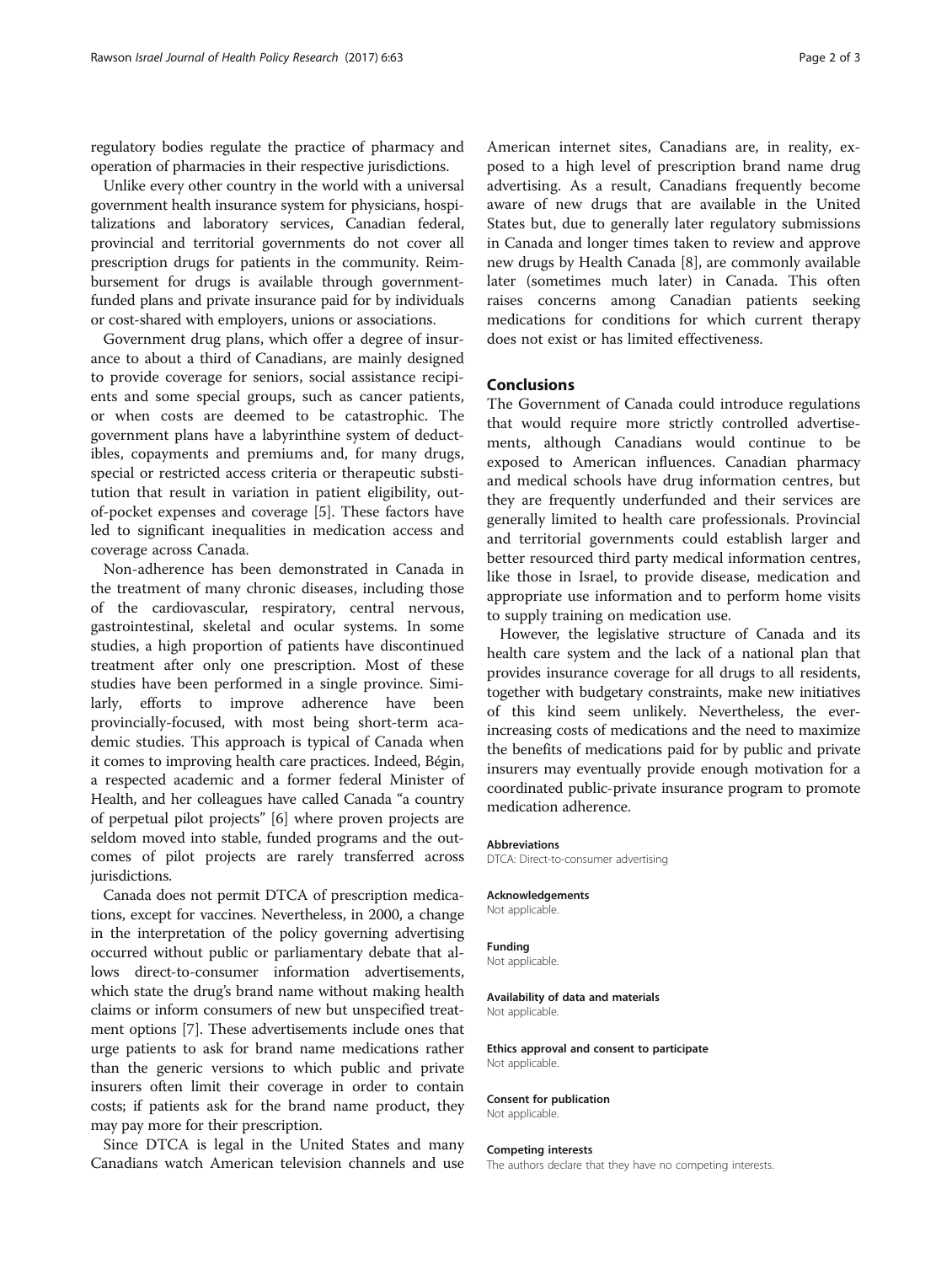regulatory bodies regulate the practice of pharmacy and operation of pharmacies in their respective jurisdictions.

Unlike every other country in the world with a universal government health insurance system for physicians, hospitalizations and laboratory services, Canadian federal, provincial and territorial governments do not cover all prescription drugs for patients in the community. Reimbursement for drugs is available through government-funded plans and private insurance paid for by individuals or cost-shared with employers, unions or associations.

Government drug plans, which offer a degree of insurance to about a third of Canadians, are mainly designed to provide coverage for seniors, social assistance recipients and some special groups, such as cancer patients, or when costs are deemed to be catastrophic. The government plans have a labyrinthine system of deductibles, copayments and premiums and, for many drugs, special or restricted access criteria or therapeutic substitution that result in variation in patient eligibility, out-of-pocket expenses and coverage [5]. These factors have led to significant inequalities in medication access and coverage across Canada.

Non-adherence has been demonstrated in Canada in the treatment of many chronic diseases, including those of the cardiovascular, respiratory, central nervous, gastrointestinal, skeletal and ocular systems. In some studies, a high proportion of patients have discontinued treatment after only one prescription. Most of these studies have been performed in a single province. Similarly, efforts to improve adherence have been provincially-focused, with most being short-term academic studies. This approach is typical of Canada when it comes to improving health care practices. Indeed, Bégin, a respected academic and a former federal Minister of Health, and her colleagues have called Canada "a country of perpetual pilot projects" [6] where proven projects are seldom moved into stable, funded programs and the outcomes of pilot projects are rarely transferred across jurisdictions.

Canada does not permit DTCA of prescription medications, except for vaccines. Nevertheless, in 2000, a change in the interpretation of the policy governing advertising occurred without public or parliamentary debate that allows direct-to-consumer information advertisements, which state the drug's brand name without making health claims or inform consumers of new but unspecified treatment options [7]. These advertisements include ones that urge patients to ask for brand name medications rather than the generic versions to which public and private insurers often limit their coverage in order to contain costs; if patients ask for the brand name product, they may pay more for their prescription.

Since DTCA is legal in the United States and many Canadians watch American television channels and use American internet sites, Canadians are, in reality, exposed to a high level of prescription brand name drug advertising. As a result, Canadians frequently become aware of new drugs that are available in the United States but, due to generally later regulatory submissions in Canada and longer times taken to review and approve new drugs by Health Canada [8], are commonly available later (sometimes much later) in Canada. This often raises concerns among Canadian patients seeking medications for conditions for which current therapy does not exist or has limited effectiveness.

## Conclusions

The Government of Canada could introduce regulations that would require more strictly controlled advertisements, although Canadians would continue to be exposed to American influences. Canadian pharmacy and medical schools have drug information centres, but they are frequently underfunded and their services are generally limited to health care professionals. Provincial and territorial governments could establish larger and better resourced third party medical information centres, like those in Israel, to provide disease, medication and appropriate use information and to perform home visits to supply training on medication use.

However, the legislative structure of Canada and its health care system and the lack of a national plan that provides insurance coverage for all drugs to all residents, together with budgetary constraints, make new initiatives of this kind seem unlikely. Nevertheless, the ever-increasing costs of medications and the need to maximize the benefits of medications paid for by public and private insurers may eventually provide enough motivation for a coordinated public-private insurance program to promote medication adherence.

### Abbreviations

DTCA: Direct-to-consumer advertising

### Acknowledgements

Not applicable.

### Funding

Not applicable.

### Availability of data and materials

Not applicable.

### Ethics approval and consent to participate

Not applicable.

### Consent for publication

Not applicable.

### Competing interests

The authors declare that they have no competing interests.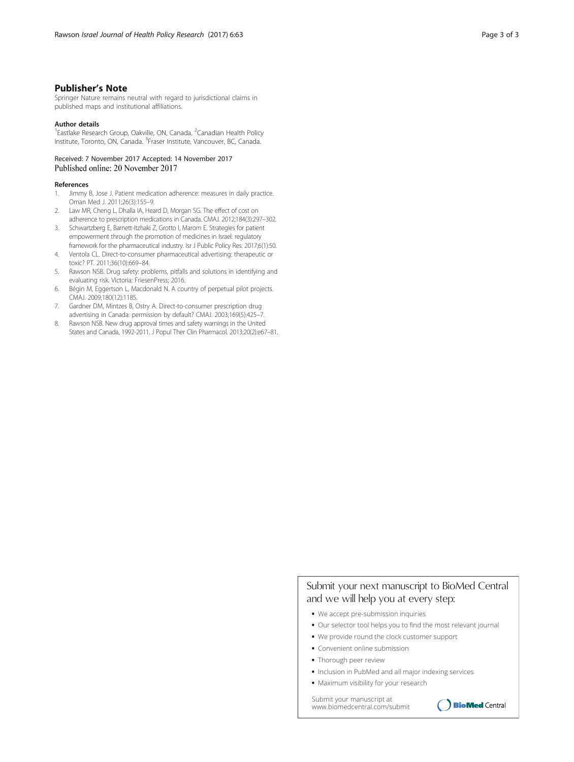## Publisher's Note

Springer Nature remains neutral with regard to jurisdictional claims in published maps and institutional affiliations.

### Author details

[1]Eastlake Research Group, Oakville, ON, Canada. [2]Canadian Health Policy Institute, Toronto, ON, Canada. [3]Fraser Institute, Vancouver, BC, Canada.

Received: 7 November 2017 Accepted: 14 November 2017
Published online: 20 November 2017

### References

1. Jimmy B, Jose J. Patient medication adherence: measures in daily practice. Oman Med J. 2011;26(3):155–9.
2. Law MR, Cheng L, Dhalla IA, Heard D, Morgan SG. The effect of cost on adherence to prescription medications in Canada. CMAJ. 2012;184(3):297–302.
3. Schwartzberg E, Barnett-Itzhaki Z, Grotto I, Marom E. Strategies for patient empowerment through the promotion of medicines in Israel: regulatory framework for the pharmaceutical industry. Isr J Public Policy Res. 2017;6(1):50.
4. Ventola CL. Direct-to-consumer pharmaceutical advertising: therapeutic or toxic? PT. 2011;36(10):669–84.
5. Rawson NSB. Drug safety: problems, pitfalls and solutions in identifying and evaluating risk. Victoria: FriesenPress; 2016.
6. Bégin M, Eggertson L, Macdonald N. A country of perpetual pilot projects. CMAJ. 2009;180(12):1185.
7. Gardner DM, Mintzes B, Ostry A. Direct-to-consumer prescription drug advertising in Canada: permission by default? CMAJ. 2003;169(5):425–7.
8. Rawson NSB. New drug approval times and safety warnings in the United States and Canada, 1992-2011. J Popul Ther Clin Pharmacol. 2013;20(2):e67–81.

Submit your next manuscript to BioMed Central and we will help you at every step:

- We accept pre-submission inquiries
- Our selector tool helps you to find the most relevant journal
- We provide round the clock customer support
- Convenient online submission
- Thorough peer review
- Inclusion in PubMed and all major indexing services
- Maximum visibility for your research

Submit your manuscript at
www.biomedcentral.com/submit

BioMed Central